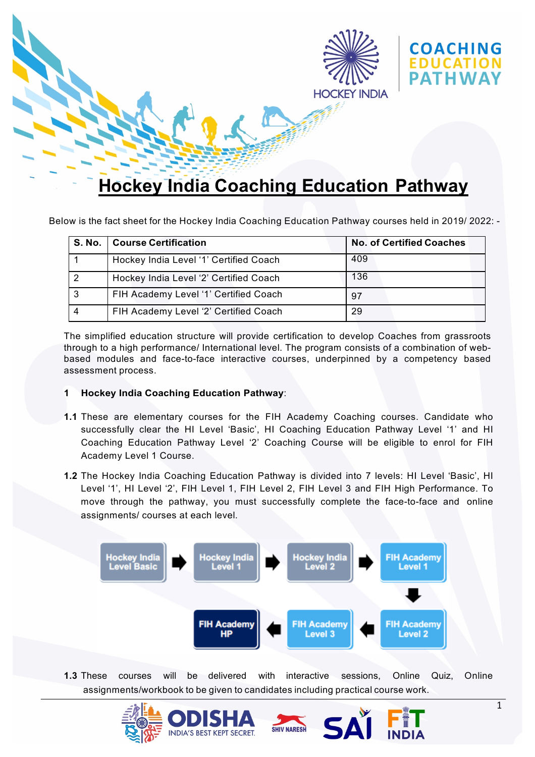# Hockey India Coaching Education Pathway

Below is the fact sheet for the Hockey India Coaching Education Pathway courses held in 2019/ 2022: -

| S. No. | Course Certification | No. of Certified Coaches |
|---|---|---|
| 1 | Hockey India Level '1' Certified Coach | 409 |
| 2 | Hockey India Level '2' Certified Coach | 136 |
| 3 | FIH Academy Level '1' Certified Coach | 97 |
| 4 | FIH Academy Level '2' Certified Coach | 29 |

The simplified education structure will provide certification to develop Coaches from grassroots through to a high performance/ International level. The program consists of a combination of web-based modules and face-to-face interactive courses, underpinned by a competency based assessment process.

**1 Hockey India Coaching Education Pathway**:

**1.1** These are elementary courses for the FIH Academy Coaching courses. Candidate who successfully clear the HI Level 'Basic', HI Coaching Education Pathway Level '1' and HI Coaching Education Pathway Level '2' Coaching Course will be eligible to enrol for FIH Academy Level 1 Course.

**1.2** The Hockey India Coaching Education Pathway is divided into 7 levels: HI Level 'Basic', HI Level '1', HI Level '2', FIH Level 1, FIH Level 2, FIH Level 3 and FIH High Performance. To move through the pathway, you must successfully complete the face-to-face and online assignments/ courses at each level.

Hockey India Level Basic → Hockey India Level 1 → Hockey India Level 2 → FIH Academy Level 1 → FIH Academy Level 2 → FIH Academy Level 3 → FIH Academy HP

**1.3** These courses will be delivered with interactive sessions, Online Quiz, Online assignments/workbook to be given to candidates including practical course work.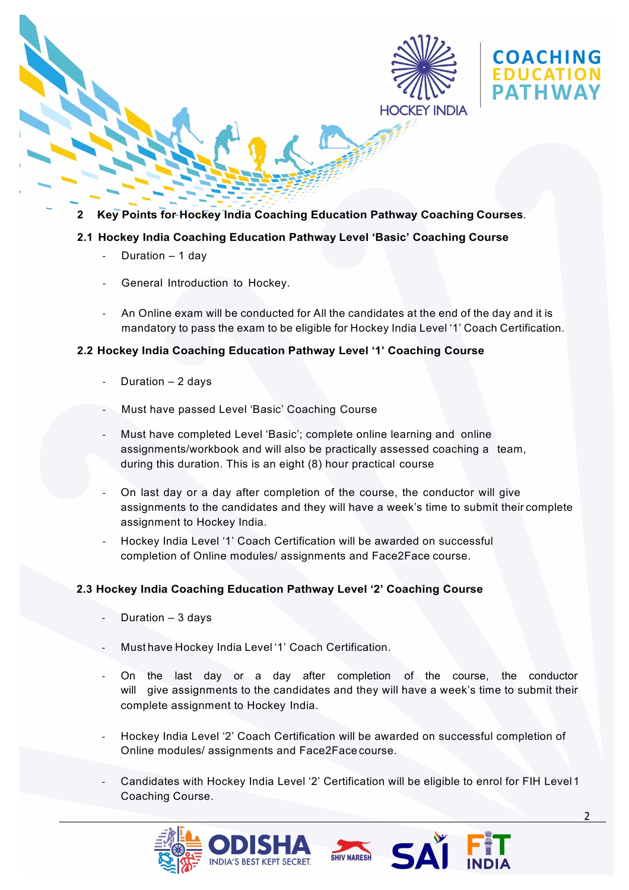## 2 Key Points for Hockey India Coaching Education Pathway Coaching Courses.

### 2.1 Hockey India Coaching Education Pathway Level 'Basic' Coaching Course

- Duration – 1 day
- General Introduction to Hockey.
- An Online exam will be conducted for All the candidates at the end of the day and it is mandatory to pass the exam to be eligible for Hockey India Level '1' Coach Certification.

### 2.2 Hockey India Coaching Education Pathway Level '1' Coaching Course

- Duration – 2 days
- Must have passed Level 'Basic' Coaching Course
- Must have completed Level 'Basic'; complete online learning and online assignments/workbook and will also be practically assessed coaching a team, during this duration. This is an eight (8) hour practical course
- On last day or a day after completion of the course, the conductor will give assignments to the candidates and they will have a week's time to submit their complete assignment to Hockey India.
- Hockey India Level '1' Coach Certification will be awarded on successful completion of Online modules/ assignments and Face2Face course.

### 2.3 Hockey India Coaching Education Pathway Level '2' Coaching Course

- Duration – 3 days
- Must have Hockey India Level '1' Coach Certification.
- On the last day or a day after completion of the course, the conductor will give assignments to the candidates and they will have a week's time to submit their complete assignment to Hockey India.
- Hockey India Level '2' Coach Certification will be awarded on successful completion of Online modules/ assignments and Face2Face course.
- Candidates with Hockey India Level '2' Certification will be eligible to enrol for FIH Level 1 Coaching Course.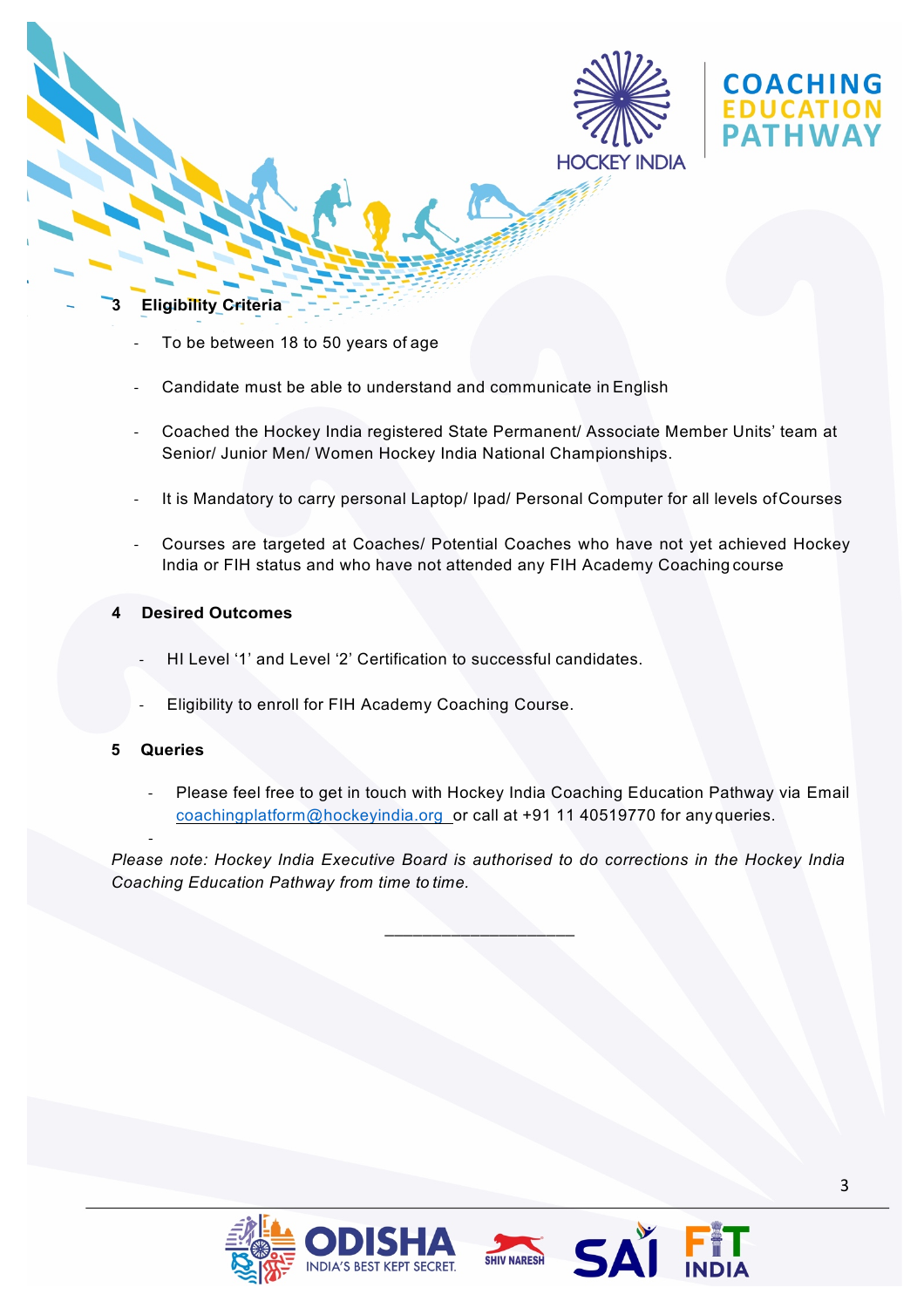## 3 Eligibility Criteria

- To be between 18 to 50 years of age
- Candidate must be able to understand and communicate in English
- Coached the Hockey India registered State Permanent/ Associate Member Units' team at Senior/ Junior Men/ Women Hockey India National Championships.
- It is Mandatory to carry personal Laptop/ Ipad/ Personal Computer for all levels of Courses
- Courses are targeted at Coaches/ Potential Coaches who have not yet achieved Hockey India or FIH status and who have not attended any FIH Academy Coaching course

## 4 Desired Outcomes

- HI Level '1' and Level '2' Certification to successful candidates.
- Eligibility to enroll for FIH Academy Coaching Course.

## 5 Queries

- Please feel free to get in touch with Hockey India Coaching Education Pathway via Email coachingplatform@hockeyindia.org or call at +91 11 40519770 for any queries.

*Please note: Hockey India Executive Board is authorised to do corrections in the Hockey India Coaching Education Pathway from time to time.*

\_\_\_\_\_\_\_\_\_\_\_\_\_\_\_\_\_\_\_\_\_\_